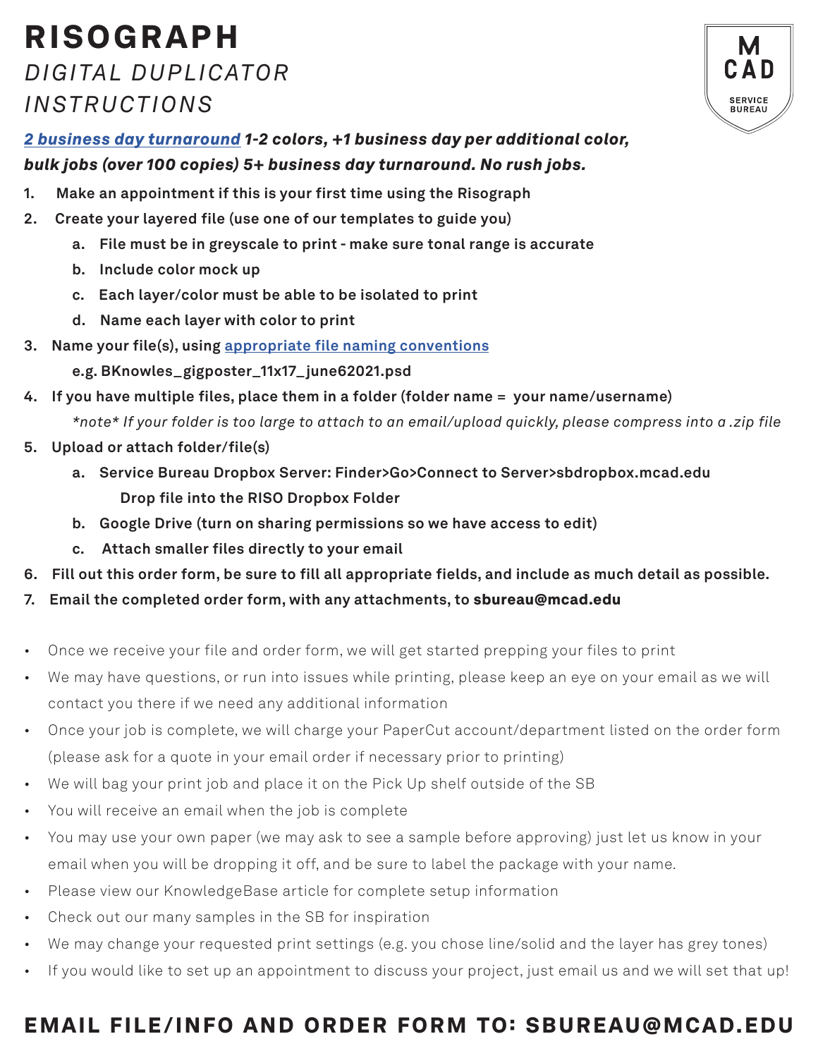# RISOGRAPH

## *DIGITAL DUPLICATOR INSTRUCTIONS*

M CAD SERVICE BUREAU

***2 business day turnaround* 1-2 colors, +1 business day per additional color, bulk jobs (over 100 copies) 5+ business day turnaround. No rush jobs.**

1. **Make an appointment if this is your first time using the Risograph**
2. **Create your layered file (use one of our templates to guide you)**
   a. **File must be in greyscale to print - make sure tonal range is accurate**
   b. **Include color mock up**
   c. **Each layer/color must be able to be isolated to print**
   d. **Name each layer with color to print**
3. **Name your file(s), using appropriate file naming conventions**
   **e.g. BKnowles_gigposter_11x17_june62021.psd**
4. **If you have multiple files, place them in a folder (folder name = your name/username)**
   *\*note\* If your folder is too large to attach to an email/upload quickly, please compress into a .zip file*
5. **Upload or attach folder/file(s)**
   a. **Service Bureau Dropbox Server: Finder>Go>Connect to Server>sbdropbox.mcad.edu**
      **Drop file into the RISO Dropbox Folder**
   b. **Google Drive (turn on sharing permissions so we have access to edit)**
   c. **Attach smaller files directly to your email**
6. **Fill out this order form, be sure to fill all appropriate fields, and include as much detail as possible.**
7. **Email the completed order form, with any attachments, to sbureau@mcad.edu**

- Once we receive your file and order form, we will get started prepping your files to print
- We may have questions, or run into issues while printing, please keep an eye on your email as we will contact you there if we need any additional information
- Once your job is complete, we will charge your PaperCut account/department listed on the order form (please ask for a quote in your email order if necessary prior to printing)
- We will bag your print job and place it on the Pick Up shelf outside of the SB
- You will receive an email when the job is complete
- You may use your own paper (we may ask to see a sample before approving) just let us know in your email when you will be dropping it off, and be sure to label the package with your name.
- Please view our KnowledgeBase article for complete setup information
- Check out our many samples in the SB for inspiration
- We may change your requested print settings (e.g. you chose line/solid and the layer has grey tones)
- If you would like to set up an appointment to discuss your project, just email us and we will set that up!

## EMAIL FILE/INFO AND ORDER FORM TO: SBUREAU@MCAD.EDU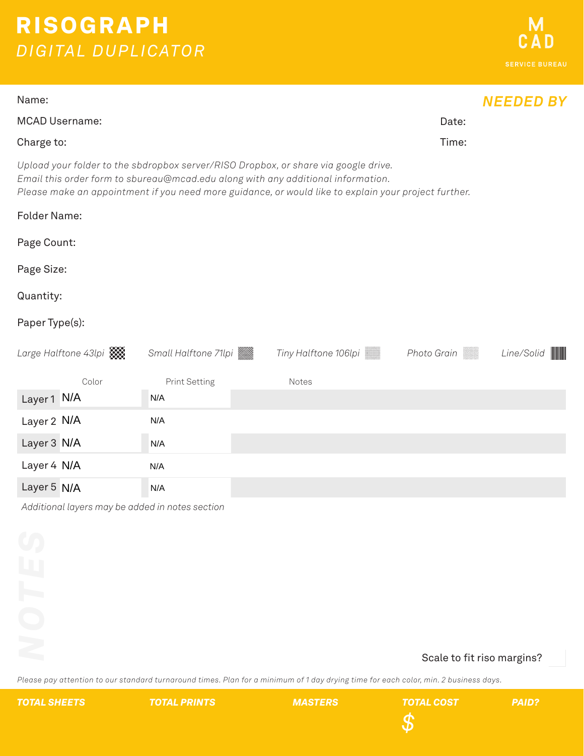# RISOGRAPH
## *DIGITAL DUPLICATOR*

M
CAD
SERVICE BUREAU

Name:

MCAD Username:

Charge to:

***NEEDED BY***

Date:

Time:

*Upload your folder to the sbdropbox server/RISO Dropbox, or share via google drive.*
*Email this order form to sbureau@mcad.edu along with any additional information.*
*Please make an appointment if you need more guidance, or would like to explain your project further.*

Folder Name:

Page Count:

Page Size:

Quantity:

Paper Type(s):

*Large Halftone 43lpi* *Small Halftone 71lpi* *Tiny Halftone 106lpi* *Photo Grain* *Line/Solid*

| | Color | Print Setting | Notes |
|---|---|---|---|
| Layer 1 | N/A | N/A | |
| Layer 2 | N/A | N/A | |
| Layer 3 | N/A | N/A | |
| Layer 4 | N/A | N/A | |
| Layer 5 | N/A | N/A | |

*Additional layers may be added in notes section*

NOTES

Scale to fit riso margins?

*Please pay attention to our standard turnaround times. Plan for a minimum of 1 day drying time for each color, min. 2 business days.*

| TOTAL SHEETS | TOTAL PRINTS | MASTERS | TOTAL COST | PAID? |
|---|---|---|---|---|
| | | | $ | |